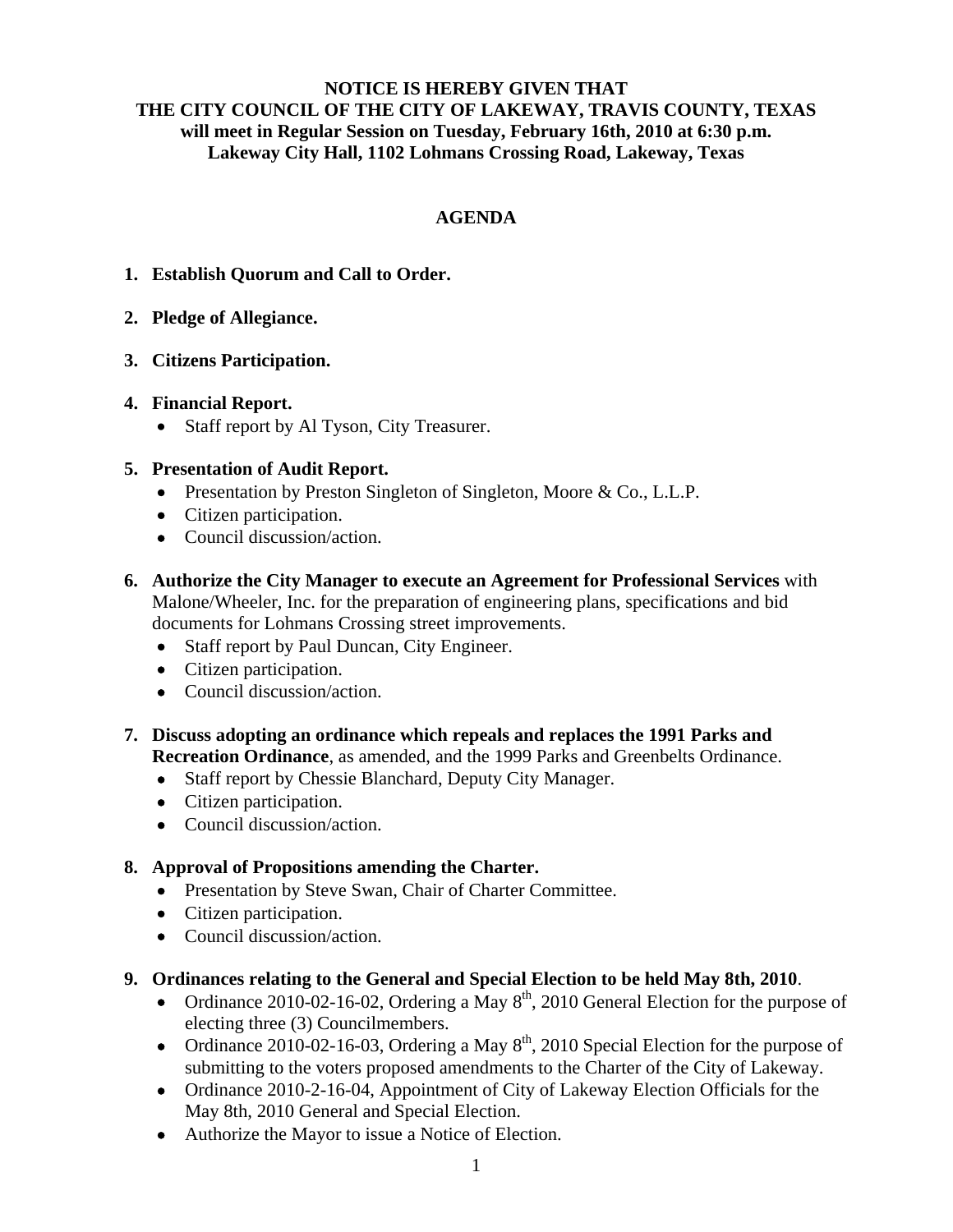**NOTICE IS HEREBY GIVEN THAT**
**THE CITY COUNCIL OF THE CITY OF LAKEWAY, TRAVIS COUNTY, TEXAS**
**will meet in Regular Session on Tuesday, February 16th, 2010 at 6:30 p.m.**
**Lakeway City Hall, 1102 Lohmans Crossing Road, Lakeway, Texas**

## AGENDA

1. **Establish Quorum and Call to Order.**

2. **Pledge of Allegiance.**

3. **Citizens Participation.**

4. **Financial Report.**
   - Staff report by Al Tyson, City Treasurer.

5. **Presentation of Audit Report.**
   - Presentation by Preston Singleton of Singleton, Moore & Co., L.L.P.
   - Citizen participation.
   - Council discussion/action.

6. **Authorize the City Manager to execute an Agreement for Professional Services** with Malone/Wheeler, Inc. for the preparation of engineering plans, specifications and bid documents for Lohmans Crossing street improvements.
   - Staff report by Paul Duncan, City Engineer.
   - Citizen participation.
   - Council discussion/action.

7. **Discuss adopting an ordinance which repeals and replaces the 1991 Parks and Recreation Ordinance**, as amended, and the 1999 Parks and Greenbelts Ordinance.
   - Staff report by Chessie Blanchard, Deputy City Manager.
   - Citizen participation.
   - Council discussion/action.

8. **Approval of Propositions amending the Charter.**
   - Presentation by Steve Swan, Chair of Charter Committee.
   - Citizen participation.
   - Council discussion/action.

9. **Ordinances relating to the General and Special Election to be held May 8th, 2010**.
   - Ordinance 2010-02-16-02, Ordering a May 8th, 2010 General Election for the purpose of electing three (3) Councilmembers.
   - Ordinance 2010-02-16-03, Ordering a May 8th, 2010 Special Election for the purpose of submitting to the voters proposed amendments to the Charter of the City of Lakeway.
   - Ordinance 2010-2-16-04, Appointment of City of Lakeway Election Officials for the May 8th, 2010 General and Special Election.
   - Authorize the Mayor to issue a Notice of Election.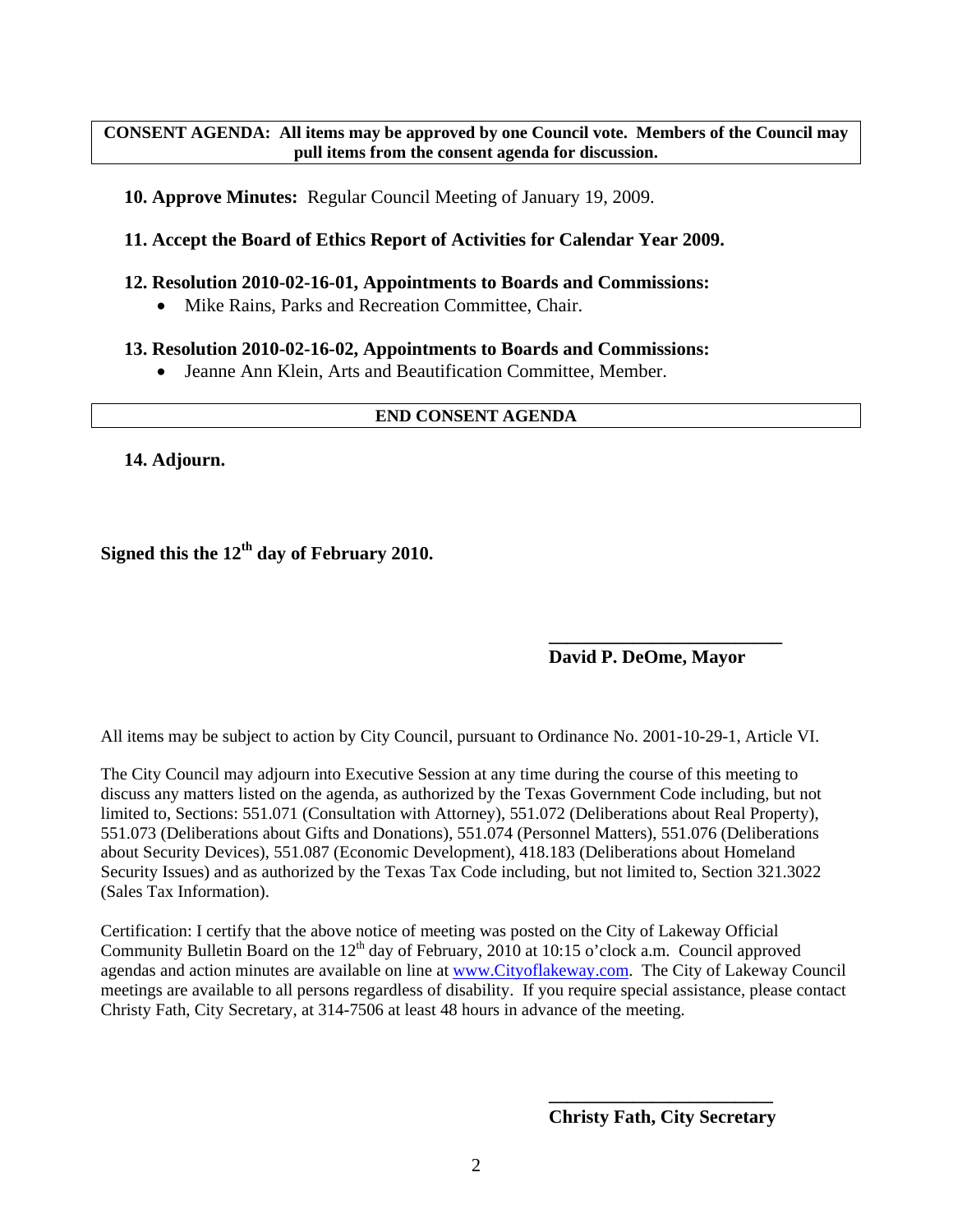**CONSENT AGENDA: All items may be approved by one Council vote. Members of the Council may pull items from the consent agenda for discussion.**

**10. Approve Minutes:** Regular Council Meeting of January 19, 2009.

**11. Accept the Board of Ethics Report of Activities for Calendar Year 2009.**

**12. Resolution 2010-02-16-01, Appointments to Boards and Commissions:**

- Mike Rains, Parks and Recreation Committee, Chair.

**13. Resolution 2010-02-16-02, Appointments to Boards and Commissions:**

- Jeanne Ann Klein, Arts and Beautification Committee, Member.

**END CONSENT AGENDA**

**14. Adjourn.**

**Signed this the 12th day of February 2010.**

\_\_\_\_\_\_\_\_\_\_\_\_\_\_\_\_\_\_\_\_\_\_\_\_\_

**David P. DeOme, Mayor**

All items may be subject to action by City Council, pursuant to Ordinance No. 2001-10-29-1, Article VI.

The City Council may adjourn into Executive Session at any time during the course of this meeting to discuss any matters listed on the agenda, as authorized by the Texas Government Code including, but not limited to, Sections: 551.071 (Consultation with Attorney), 551.072 (Deliberations about Real Property), 551.073 (Deliberations about Gifts and Donations), 551.074 (Personnel Matters), 551.076 (Deliberations about Security Devices), 551.087 (Economic Development), 418.183 (Deliberations about Homeland Security Issues) and as authorized by the Texas Tax Code including, but not limited to, Section 321.3022 (Sales Tax Information).

Certification: I certify that the above notice of meeting was posted on the City of Lakeway Official Community Bulletin Board on the 12th day of February, 2010 at 10:15 o'clock a.m. Council approved agendas and action minutes are available on line at www.Cityoflakeway.com. The City of Lakeway Council meetings are available to all persons regardless of disability. If you require special assistance, please contact Christy Fath, City Secretary, at 314-7506 at least 48 hours in advance of the meeting.

\_\_\_\_\_\_\_\_\_\_\_\_\_\_\_\_\_\_\_\_\_\_\_\_\_

**Christy Fath, City Secretary**